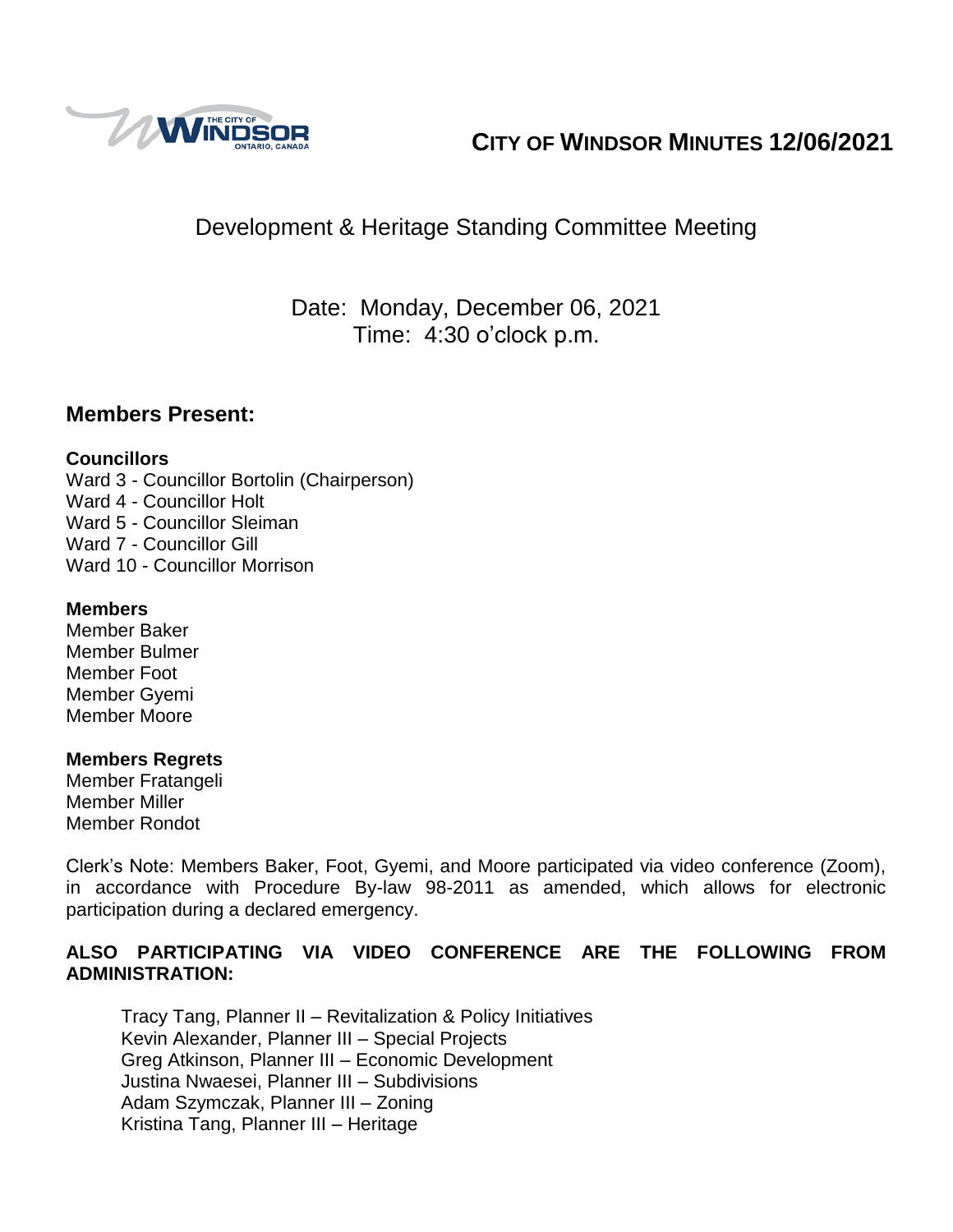# CITY OF WINDSOR MINUTES 12/06/2021

## Development & Heritage Standing Committee Meeting

Date: Monday, December 06, 2021
Time: 4:30 o'clock p.m.

## Members Present:

**Councillors**
Ward 3 - Councillor Bortolin (Chairperson)
Ward 4 - Councillor Holt
Ward 5 - Councillor Sleiman
Ward 7 - Councillor Gill
Ward 10 - Councillor Morrison

**Members**
Member Baker
Member Bulmer
Member Foot
Member Gyemi
Member Moore

**Members Regrets**
Member Fratangeli
Member Miller
Member Rondot

Clerk's Note: Members Baker, Foot, Gyemi, and Moore participated via video conference (Zoom), in accordance with Procedure By-law 98-2011 as amended, which allows for electronic participation during a declared emergency.

**ALSO PARTICIPATING VIA VIDEO CONFERENCE ARE THE FOLLOWING FROM ADMINISTRATION:**

Tracy Tang, Planner II – Revitalization & Policy Initiatives
Kevin Alexander, Planner III – Special Projects
Greg Atkinson, Planner III – Economic Development
Justina Nwaesei, Planner III – Subdivisions
Adam Szymczak, Planner III – Zoning
Kristina Tang, Planner III – Heritage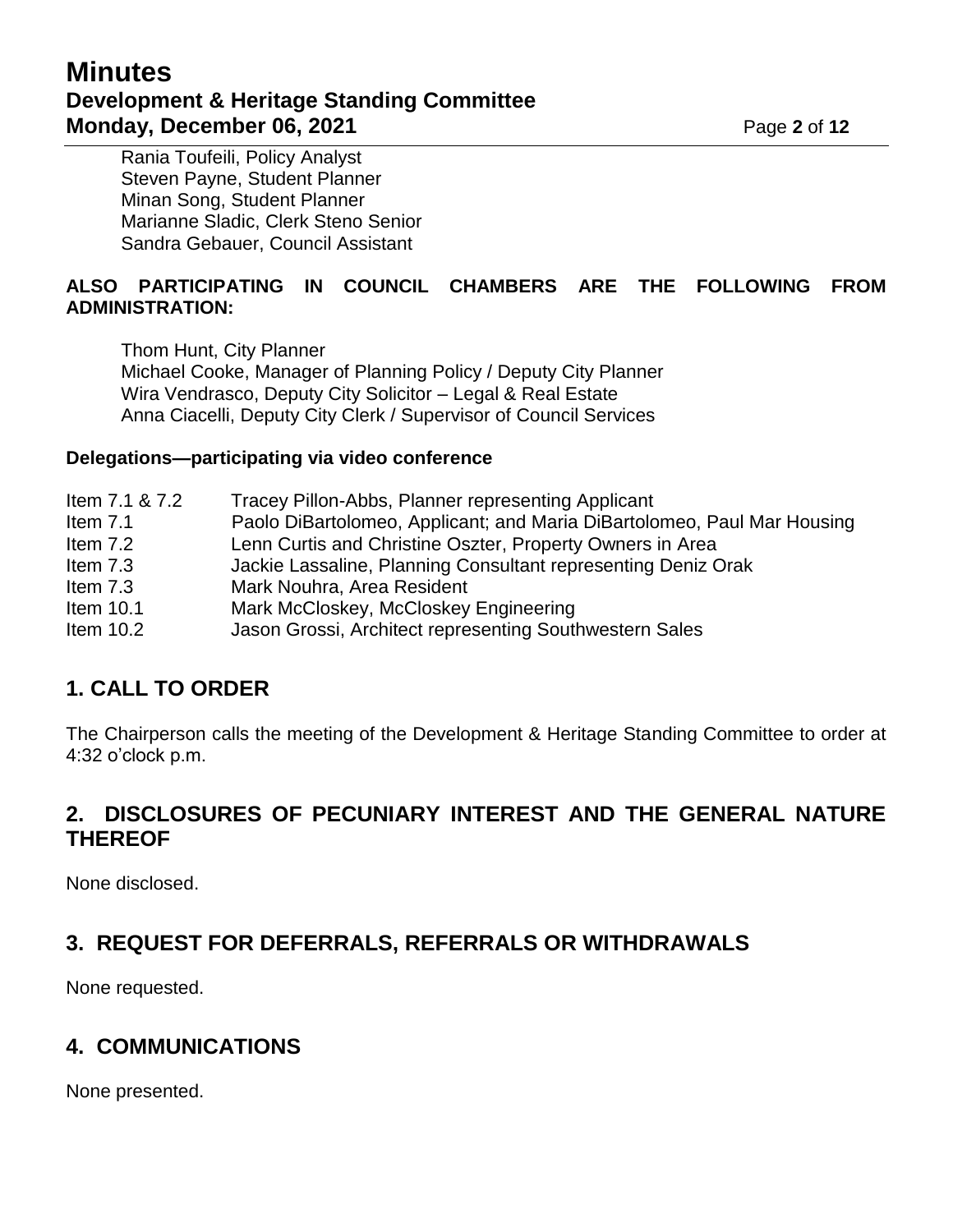Rania Toufeili, Policy Analyst
Steven Payne, Student Planner
Minan Song, Student Planner
Marianne Sladic, Clerk Steno Senior
Sandra Gebauer, Council Assistant

**ALSO PARTICIPATING IN COUNCIL CHAMBERS ARE THE FOLLOWING FROM ADMINISTRATION:**

Thom Hunt, City Planner
Michael Cooke, Manager of Planning Policy / Deputy City Planner
Wira Vendrasco, Deputy City Solicitor – Legal & Real Estate
Anna Ciacelli, Deputy City Clerk / Supervisor of Council Services

**Delegations—participating via video conference**

| | |
|---|---|
| Item 7.1 & 7.2 | Tracey Pillon-Abbs, Planner representing Applicant |
| Item 7.1 | Paolo DiBartolomeo, Applicant; and Maria DiBartolomeo, Paul Mar Housing |
| Item 7.2 | Lenn Curtis and Christine Oszter, Property Owners in Area |
| Item 7.3 | Jackie Lassaline, Planning Consultant representing Deniz Orak |
| Item 7.3 | Mark Nouhra, Area Resident |
| Item 10.1 | Mark McCloskey, McCloskey Engineering |
| Item 10.2 | Jason Grossi, Architect representing Southwestern Sales |

## 1. CALL TO ORDER

The Chairperson calls the meeting of the Development & Heritage Standing Committee to order at 4:32 o'clock p.m.

## 2. DISCLOSURES OF PECUNIARY INTEREST AND THE GENERAL NATURE THEREOF

None disclosed.

## 3. REQUEST FOR DEFERRALS, REFERRALS OR WITHDRAWALS

None requested.

## 4. COMMUNICATIONS

None presented.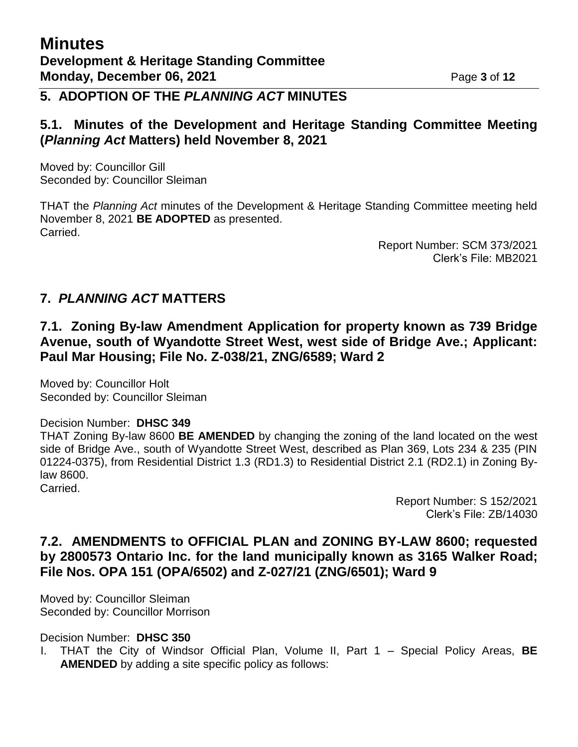## 5. ADOPTION OF THE *PLANNING ACT* MINUTES

### 5.1. Minutes of the Development and Heritage Standing Committee Meeting (*Planning Act* Matters) held November 8, 2021

Moved by: Councillor Gill
Seconded by: Councillor Sleiman

THAT the *Planning Act* minutes of the Development & Heritage Standing Committee meeting held November 8, 2021 **BE ADOPTED** as presented.
Carried.

Report Number: SCM 373/2021
Clerk's File: MB2021

## 7. *PLANNING ACT* MATTERS

### 7.1. Zoning By-law Amendment Application for property known as 739 Bridge Avenue, south of Wyandotte Street West, west side of Bridge Ave.; Applicant: Paul Mar Housing; File No. Z-038/21, ZNG/6589; Ward 2

Moved by: Councillor Holt
Seconded by: Councillor Sleiman

Decision Number: **DHSC 349**
THAT Zoning By-law 8600 **BE AMENDED** by changing the zoning of the land located on the west side of Bridge Ave., south of Wyandotte Street West, described as Plan 369, Lots 234 & 235 (PIN 01224-0375), from Residential District 1.3 (RD1.3) to Residential District 2.1 (RD2.1) in Zoning By-law 8600.
Carried.

Report Number: S 152/2021
Clerk's File: ZB/14030

### 7.2. AMENDMENTS to OFFICIAL PLAN and ZONING BY-LAW 8600; requested by 2800573 Ontario Inc. for the land municipally known as 3165 Walker Road; File Nos. OPA 151 (OPA/6502) and Z-027/21 (ZNG/6501); Ward 9

Moved by: Councillor Sleiman
Seconded by: Councillor Morrison

Decision Number: **DHSC 350**

I. THAT the City of Windsor Official Plan, Volume II, Part 1 – Special Policy Areas, **BE AMENDED** by adding a site specific policy as follows: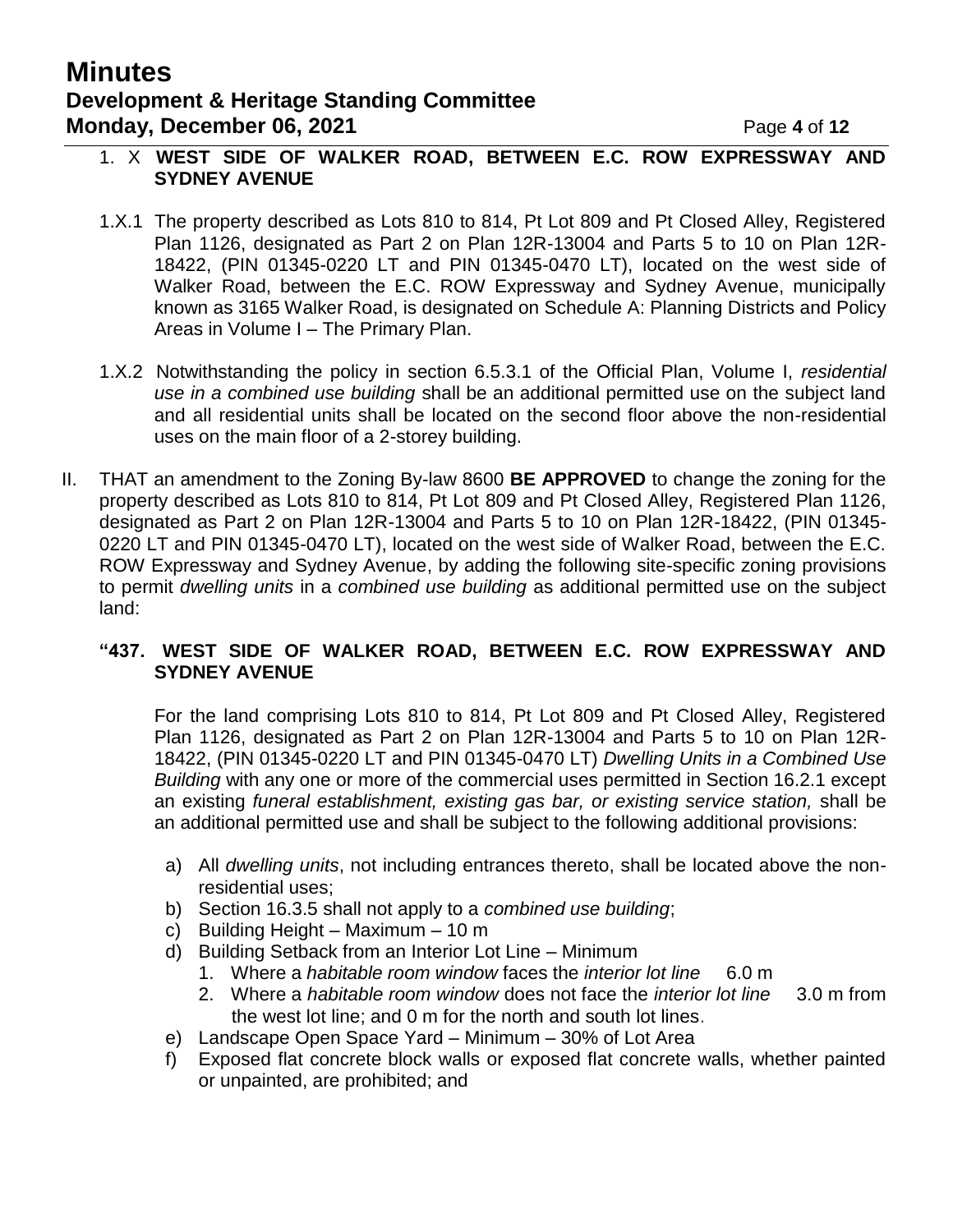1. X **WEST SIDE OF WALKER ROAD, BETWEEN E.C. ROW EXPRESSWAY AND SYDNEY AVENUE**

1.X.1 The property described as Lots 810 to 814, Pt Lot 809 and Pt Closed Alley, Registered Plan 1126, designated as Part 2 on Plan 12R-13004 and Parts 5 to 10 on Plan 12R-18422, (PIN 01345-0220 LT and PIN 01345-0470 LT), located on the west side of Walker Road, between the E.C. ROW Expressway and Sydney Avenue, municipally known as 3165 Walker Road, is designated on Schedule A: Planning Districts and Policy Areas in Volume I – The Primary Plan.

1.X.2 Notwithstanding the policy in section 6.5.3.1 of the Official Plan, Volume I, *residential use in a combined use building* shall be an additional permitted use on the subject land and all residential units shall be located on the second floor above the non-residential uses on the main floor of a 2-storey building.

II. THAT an amendment to the Zoning By-law 8600 **BE APPROVED** to change the zoning for the property described as Lots 810 to 814, Pt Lot 809 and Pt Closed Alley, Registered Plan 1126, designated as Part 2 on Plan 12R-13004 and Parts 5 to 10 on Plan 12R-18422, (PIN 01345-0220 LT and PIN 01345-0470 LT), located on the west side of Walker Road, between the E.C. ROW Expressway and Sydney Avenue, by adding the following site-specific zoning provisions to permit *dwelling units* in a *combined use building* as additional permitted use on the subject land:

**"437. WEST SIDE OF WALKER ROAD, BETWEEN E.C. ROW EXPRESSWAY AND SYDNEY AVENUE**

For the land comprising Lots 810 to 814, Pt Lot 809 and Pt Closed Alley, Registered Plan 1126, designated as Part 2 on Plan 12R-13004 and Parts 5 to 10 on Plan 12R-18422, (PIN 01345-0220 LT and PIN 01345-0470 LT) *Dwelling Units in a Combined Use Building* with any one or more of the commercial uses permitted in Section 16.2.1 except an existing *funeral establishment, existing gas bar, or existing service station,* shall be an additional permitted use and shall be subject to the following additional provisions:

a) All *dwelling units*, not including entrances thereto, shall be located above the non-residential uses;
b) Section 16.3.5 shall not apply to a *combined use building*;
c) Building Height – Maximum – 10 m
d) Building Setback from an Interior Lot Line – Minimum
   1. Where a *habitable room window* faces the *interior lot line* 6.0 m
   2. Where a *habitable room window* does not face the *interior lot line* 3.0 m from the west lot line; and 0 m for the north and south lot lines.
e) Landscape Open Space Yard – Minimum – 30% of Lot Area
f) Exposed flat concrete block walls or exposed flat concrete walls, whether painted or unpainted, are prohibited; and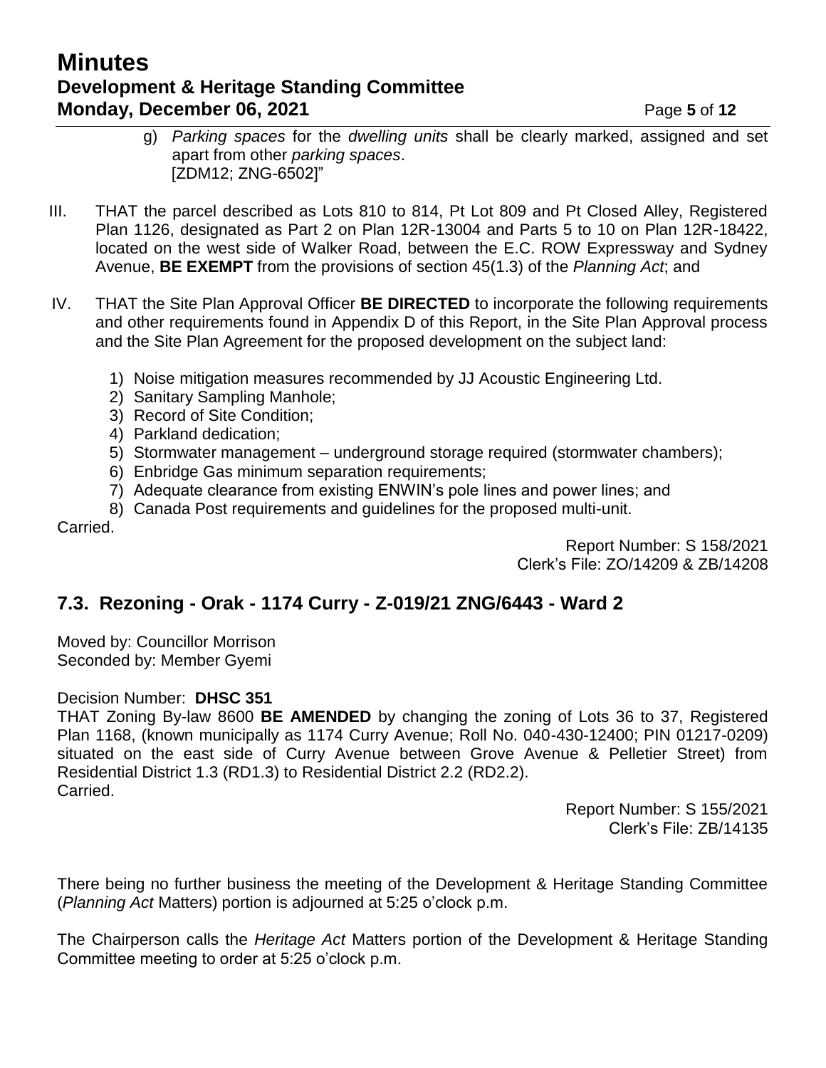g) *Parking spaces* for the *dwelling units* shall be clearly marked, assigned and set apart from other *parking spaces*.
[ZDM12; ZNG-6502]"

III. THAT the parcel described as Lots 810 to 814, Pt Lot 809 and Pt Closed Alley, Registered Plan 1126, designated as Part 2 on Plan 12R-13004 and Parts 5 to 10 on Plan 12R-18422, located on the west side of Walker Road, between the E.C. ROW Expressway and Sydney Avenue, **BE EXEMPT** from the provisions of section 45(1.3) of the *Planning Act*; and

IV. THAT the Site Plan Approval Officer **BE DIRECTED** to incorporate the following requirements and other requirements found in Appendix D of this Report, in the Site Plan Approval process and the Site Plan Agreement for the proposed development on the subject land:

1) Noise mitigation measures recommended by JJ Acoustic Engineering Ltd.
2) Sanitary Sampling Manhole;
3) Record of Site Condition;
4) Parkland dedication;
5) Stormwater management – underground storage required (stormwater chambers);
6) Enbridge Gas minimum separation requirements;
7) Adequate clearance from existing ENWIN's pole lines and power lines; and
8) Canada Post requirements and guidelines for the proposed multi-unit.

Carried.

Report Number: S 158/2021
Clerk's File: ZO/14209 & ZB/14208

## 7.3. Rezoning - Orak - 1174 Curry - Z-019/21 ZNG/6443 - Ward 2

Moved by: Councillor Morrison
Seconded by: Member Gyemi

Decision Number: **DHSC 351**
THAT Zoning By-law 8600 **BE AMENDED** by changing the zoning of Lots 36 to 37, Registered Plan 1168, (known municipally as 1174 Curry Avenue; Roll No. 040-430-12400; PIN 01217-0209) situated on the east side of Curry Avenue between Grove Avenue & Pelletier Street) from Residential District 1.3 (RD1.3) to Residential District 2.2 (RD2.2).
Carried.

Report Number: S 155/2021
Clerk's File: ZB/14135

There being no further business the meeting of the Development & Heritage Standing Committee (*Planning Act* Matters) portion is adjourned at 5:25 o'clock p.m.

The Chairperson calls the *Heritage Act* Matters portion of the Development & Heritage Standing Committee meeting to order at 5:25 o'clock p.m.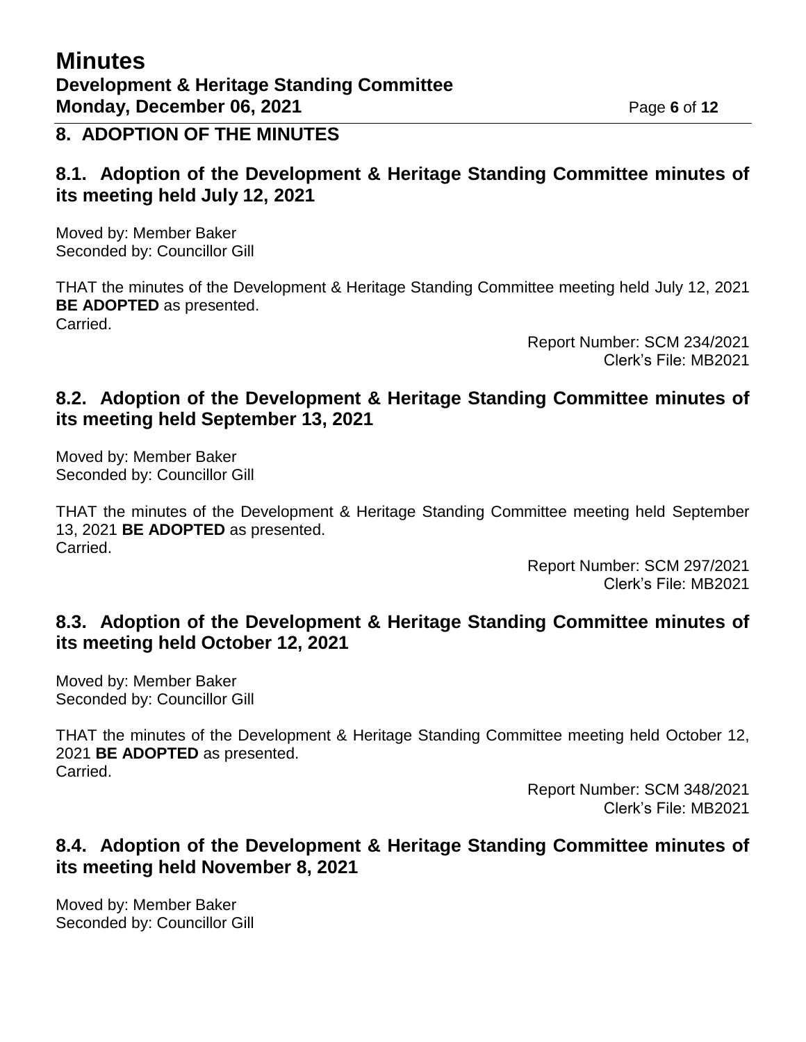## 8. ADOPTION OF THE MINUTES

### 8.1. Adoption of the Development & Heritage Standing Committee minutes of its meeting held July 12, 2021

Moved by: Member Baker
Seconded by: Councillor Gill

THAT the minutes of the Development & Heritage Standing Committee meeting held July 12, 2021 **BE ADOPTED** as presented.
Carried.

Report Number: SCM 234/2021
Clerk's File: MB2021

### 8.2. Adoption of the Development & Heritage Standing Committee minutes of its meeting held September 13, 2021

Moved by: Member Baker
Seconded by: Councillor Gill

THAT the minutes of the Development & Heritage Standing Committee meeting held September 13, 2021 **BE ADOPTED** as presented.
Carried.

Report Number: SCM 297/2021
Clerk's File: MB2021

### 8.3. Adoption of the Development & Heritage Standing Committee minutes of its meeting held October 12, 2021

Moved by: Member Baker
Seconded by: Councillor Gill

THAT the minutes of the Development & Heritage Standing Committee meeting held October 12, 2021 **BE ADOPTED** as presented.
Carried.

Report Number: SCM 348/2021
Clerk's File: MB2021

### 8.4. Adoption of the Development & Heritage Standing Committee minutes of its meeting held November 8, 2021

Moved by: Member Baker
Seconded by: Councillor Gill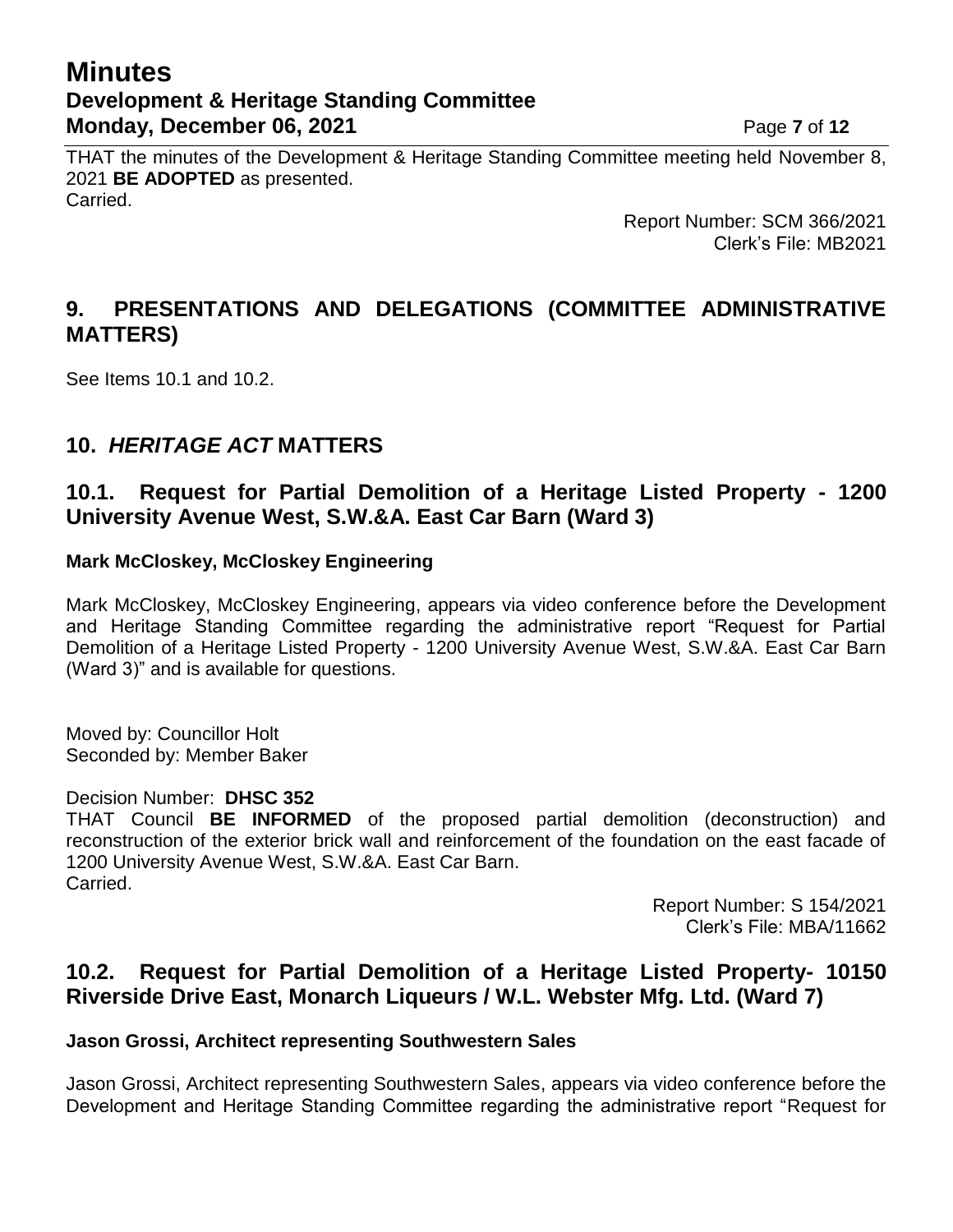THAT the minutes of the Development & Heritage Standing Committee meeting held November 8, 2021 **BE ADOPTED** as presented.
Carried.

Report Number: SCM 366/2021
Clerk's File: MB2021

## 9. PRESENTATIONS AND DELEGATIONS (COMMITTEE ADMINISTRATIVE MATTERS)

See Items 10.1 and 10.2.

## 10. *HERITAGE ACT* MATTERS

### 10.1. Request for Partial Demolition of a Heritage Listed Property - 1200 University Avenue West, S.W.&A. East Car Barn (Ward 3)

**Mark McCloskey, McCloskey Engineering**

Mark McCloskey, McCloskey Engineering, appears via video conference before the Development and Heritage Standing Committee regarding the administrative report "Request for Partial Demolition of a Heritage Listed Property - 1200 University Avenue West, S.W.&A. East Car Barn (Ward 3)" and is available for questions.

Moved by: Councillor Holt
Seconded by: Member Baker

Decision Number: **DHSC 352**
THAT Council **BE INFORMED** of the proposed partial demolition (deconstruction) and reconstruction of the exterior brick wall and reinforcement of the foundation on the east facade of 1200 University Avenue West, S.W.&A. East Car Barn.
Carried.

Report Number: S 154/2021
Clerk's File: MBA/11662

### 10.2. Request for Partial Demolition of a Heritage Listed Property- 10150 Riverside Drive East, Monarch Liqueurs / W.L. Webster Mfg. Ltd. (Ward 7)

**Jason Grossi, Architect representing Southwestern Sales**

Jason Grossi, Architect representing Southwestern Sales, appears via video conference before the Development and Heritage Standing Committee regarding the administrative report "Request for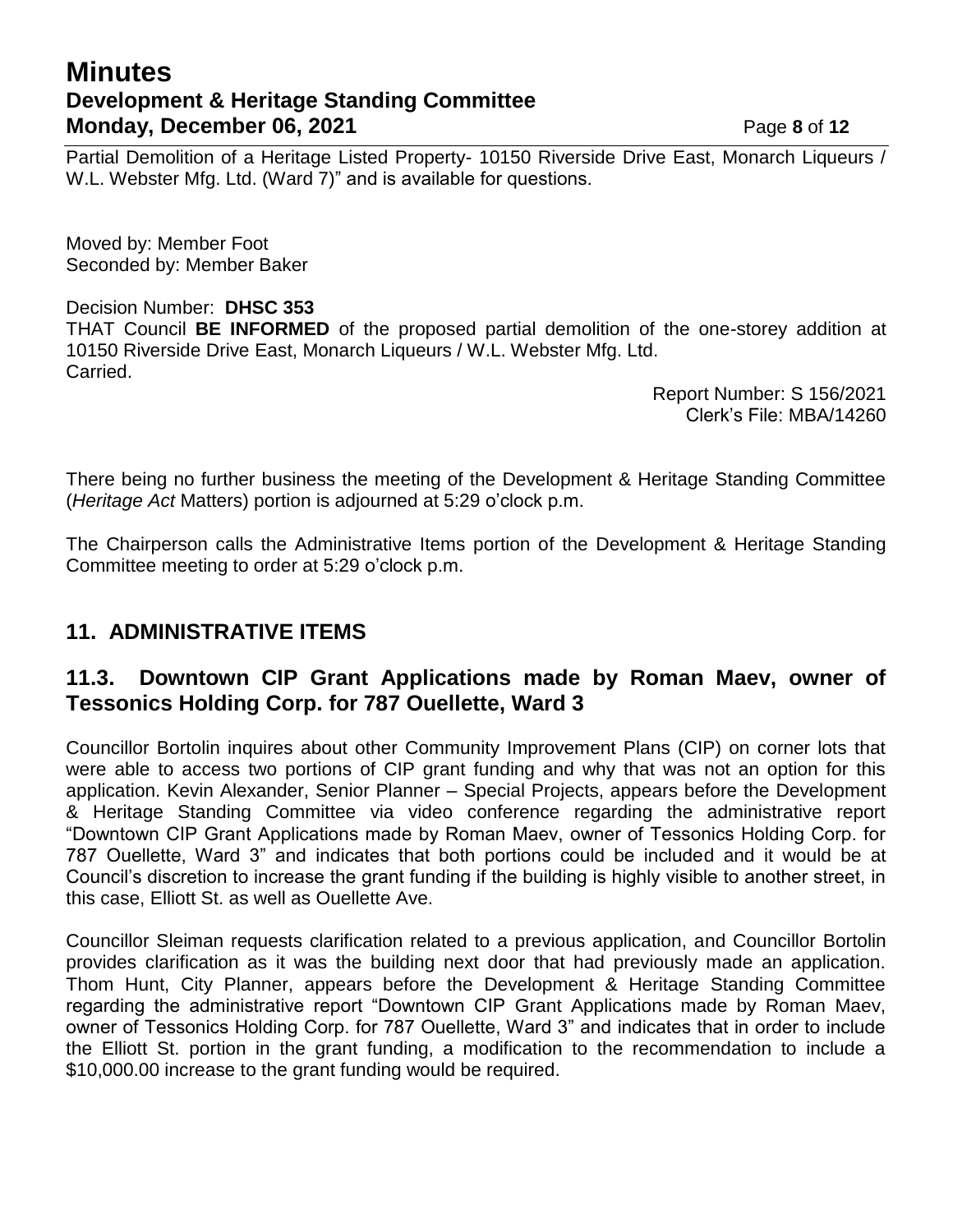Partial Demolition of a Heritage Listed Property- 10150 Riverside Drive East, Monarch Liqueurs / W.L. Webster Mfg. Ltd. (Ward 7)" and is available for questions.

Moved by: Member Foot
Seconded by: Member Baker

Decision Number: **DHSC 353**
THAT Council **BE INFORMED** of the proposed partial demolition of the one-storey addition at 10150 Riverside Drive East, Monarch Liqueurs / W.L. Webster Mfg. Ltd.
Carried.

Report Number: S 156/2021
Clerk's File: MBA/14260

There being no further business the meeting of the Development & Heritage Standing Committee (*Heritage Act* Matters) portion is adjourned at 5:29 o'clock p.m.

The Chairperson calls the Administrative Items portion of the Development & Heritage Standing Committee meeting to order at 5:29 o'clock p.m.

## 11. ADMINISTRATIVE ITEMS

### 11.3. Downtown CIP Grant Applications made by Roman Maev, owner of Tessonics Holding Corp. for 787 Ouellette, Ward 3

Councillor Bortolin inquires about other Community Improvement Plans (CIP) on corner lots that were able to access two portions of CIP grant funding and why that was not an option for this application. Kevin Alexander, Senior Planner – Special Projects, appears before the Development & Heritage Standing Committee via video conference regarding the administrative report "Downtown CIP Grant Applications made by Roman Maev, owner of Tessonics Holding Corp. for 787 Ouellette, Ward 3" and indicates that both portions could be included and it would be at Council's discretion to increase the grant funding if the building is highly visible to another street, in this case, Elliott St. as well as Ouellette Ave.

Councillor Sleiman requests clarification related to a previous application, and Councillor Bortolin provides clarification as it was the building next door that had previously made an application. Thom Hunt, City Planner, appears before the Development & Heritage Standing Committee regarding the administrative report "Downtown CIP Grant Applications made by Roman Maev, owner of Tessonics Holding Corp. for 787 Ouellette, Ward 3" and indicates that in order to include the Elliott St. portion in the grant funding, a modification to the recommendation to include a $10,000.00 increase to the grant funding would be required.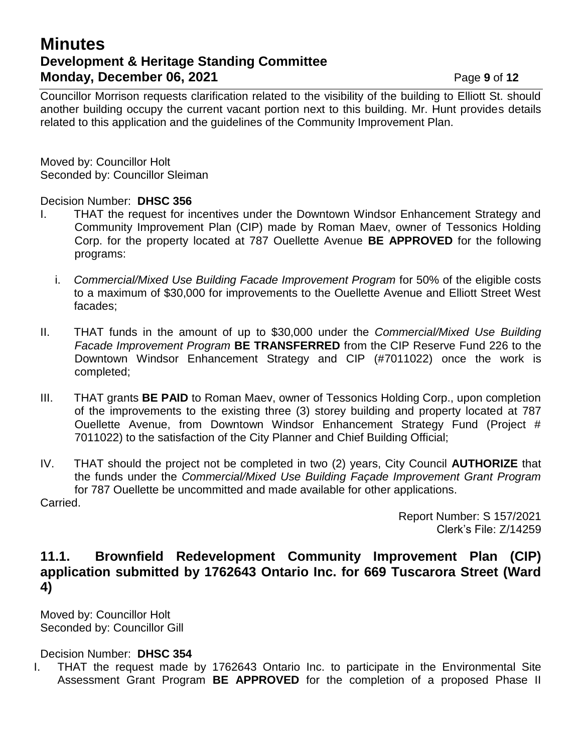Councillor Morrison requests clarification related to the visibility of the building to Elliott St. should another building occupy the current vacant portion next to this building. Mr. Hunt provides details related to this application and the guidelines of the Community Improvement Plan.

Moved by: Councillor Holt
Seconded by: Councillor Sleiman

Decision Number: **DHSC 356**

I. THAT the request for incentives under the Downtown Windsor Enhancement Strategy and Community Improvement Plan (CIP) made by Roman Maev, owner of Tessonics Holding Corp. for the property located at 787 Ouellette Avenue **BE APPROVED** for the following programs:

   i. *Commercial/Mixed Use Building Facade Improvement Program* for 50% of the eligible costs to a maximum of $30,000 for improvements to the Ouellette Avenue and Elliott Street West facades;

II. THAT funds in the amount of up to $30,000 under the *Commercial/Mixed Use Building Facade Improvement Program* **BE TRANSFERRED** from the CIP Reserve Fund 226 to the Downtown Windsor Enhancement Strategy and CIP (#7011022) once the work is completed;

III. THAT grants **BE PAID** to Roman Maev, owner of Tessonics Holding Corp., upon completion of the improvements to the existing three (3) storey building and property located at 787 Ouellette Avenue, from Downtown Windsor Enhancement Strategy Fund (Project # 7011022) to the satisfaction of the City Planner and Chief Building Official;

IV. THAT should the project not be completed in two (2) years, City Council **AUTHORIZE** that the funds under the *Commercial/Mixed Use Building Façade Improvement Grant Program* for 787 Ouellette be uncommitted and made available for other applications.

Carried.

Report Number: S 157/2021
Clerk's File: Z/14259

## 11.1. Brownfield Redevelopment Community Improvement Plan (CIP) application submitted by 1762643 Ontario Inc. for 669 Tuscarora Street (Ward 4)

Moved by: Councillor Holt
Seconded by: Councillor Gill

Decision Number: **DHSC 354**

I. THAT the request made by 1762643 Ontario Inc. to participate in the Environmental Site Assessment Grant Program **BE APPROVED** for the completion of a proposed Phase II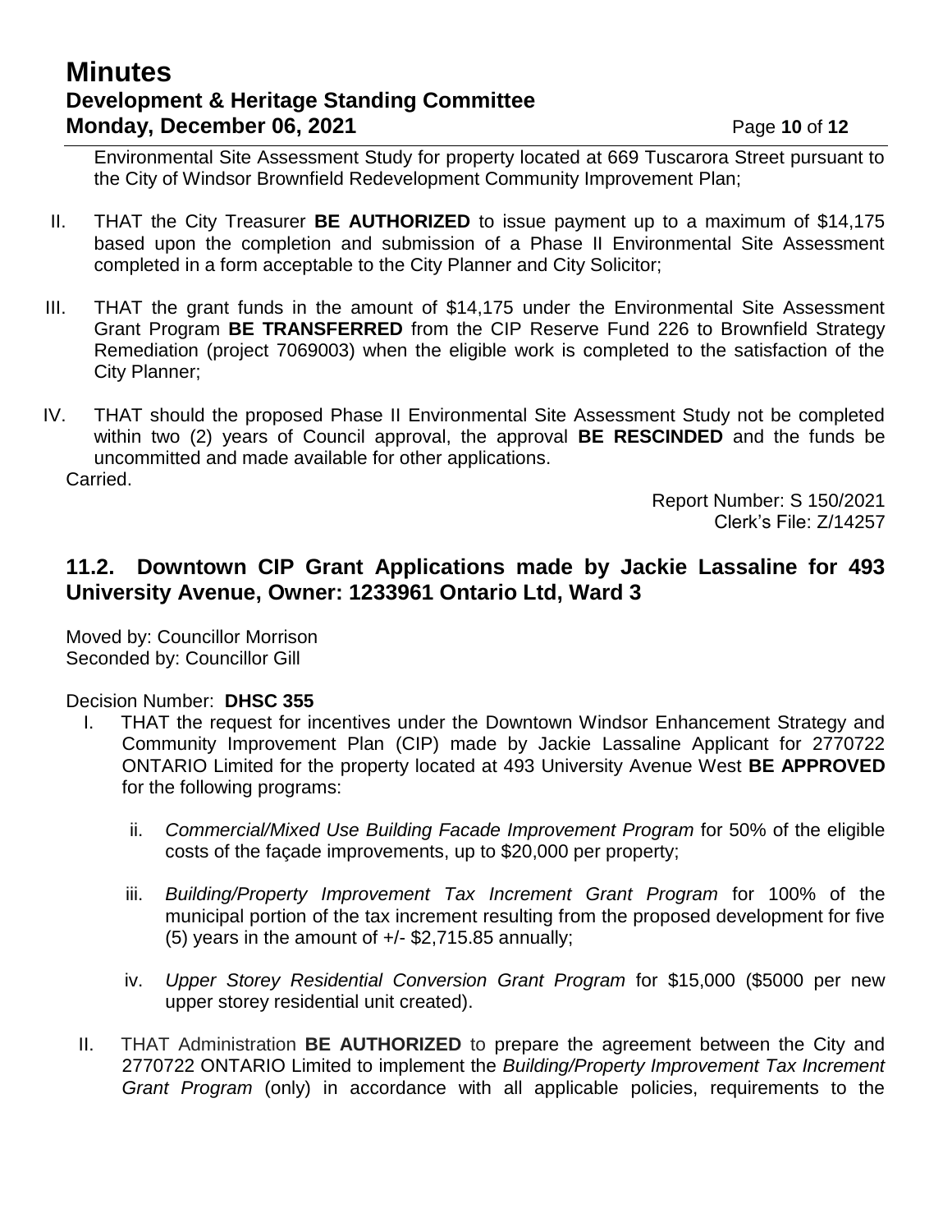Environmental Site Assessment Study for property located at 669 Tuscarora Street pursuant to the City of Windsor Brownfield Redevelopment Community Improvement Plan;

II. THAT the City Treasurer **BE AUTHORIZED** to issue payment up to a maximum of $14,175 based upon the completion and submission of a Phase II Environmental Site Assessment completed in a form acceptable to the City Planner and City Solicitor;

III. THAT the grant funds in the amount of $14,175 under the Environmental Site Assessment Grant Program **BE TRANSFERRED** from the CIP Reserve Fund 226 to Brownfield Strategy Remediation (project 7069003) when the eligible work is completed to the satisfaction of the City Planner;

IV. THAT should the proposed Phase II Environmental Site Assessment Study not be completed within two (2) years of Council approval, the approval **BE RESCINDED** and the funds be uncommitted and made available for other applications.

Carried.

Report Number: S 150/2021
Clerk's File: Z/14257

## 11.2. Downtown CIP Grant Applications made by Jackie Lassaline for 493 University Avenue, Owner: 1233961 Ontario Ltd, Ward 3

Moved by: Councillor Morrison
Seconded by: Councillor Gill

Decision Number: **DHSC 355**

I. THAT the request for incentives under the Downtown Windsor Enhancement Strategy and Community Improvement Plan (CIP) made by Jackie Lassaline Applicant for 2770722 ONTARIO Limited for the property located at 493 University Avenue West **BE APPROVED** for the following programs:

   ii. *Commercial/Mixed Use Building Facade Improvement Program* for 50% of the eligible costs of the façade improvements, up to $20,000 per property;

   iii. *Building/Property Improvement Tax Increment Grant Program* for 100% of the municipal portion of the tax increment resulting from the proposed development for five (5) years in the amount of +/- $2,715.85 annually;

   iv. *Upper Storey Residential Conversion Grant Program* for $15,000 ($5000 per new upper storey residential unit created).

II. THAT Administration **BE AUTHORIZED** to prepare the agreement between the City and 2770722 ONTARIO Limited to implement the *Building/Property Improvement Tax Increment Grant Program* (only) in accordance with all applicable policies, requirements to the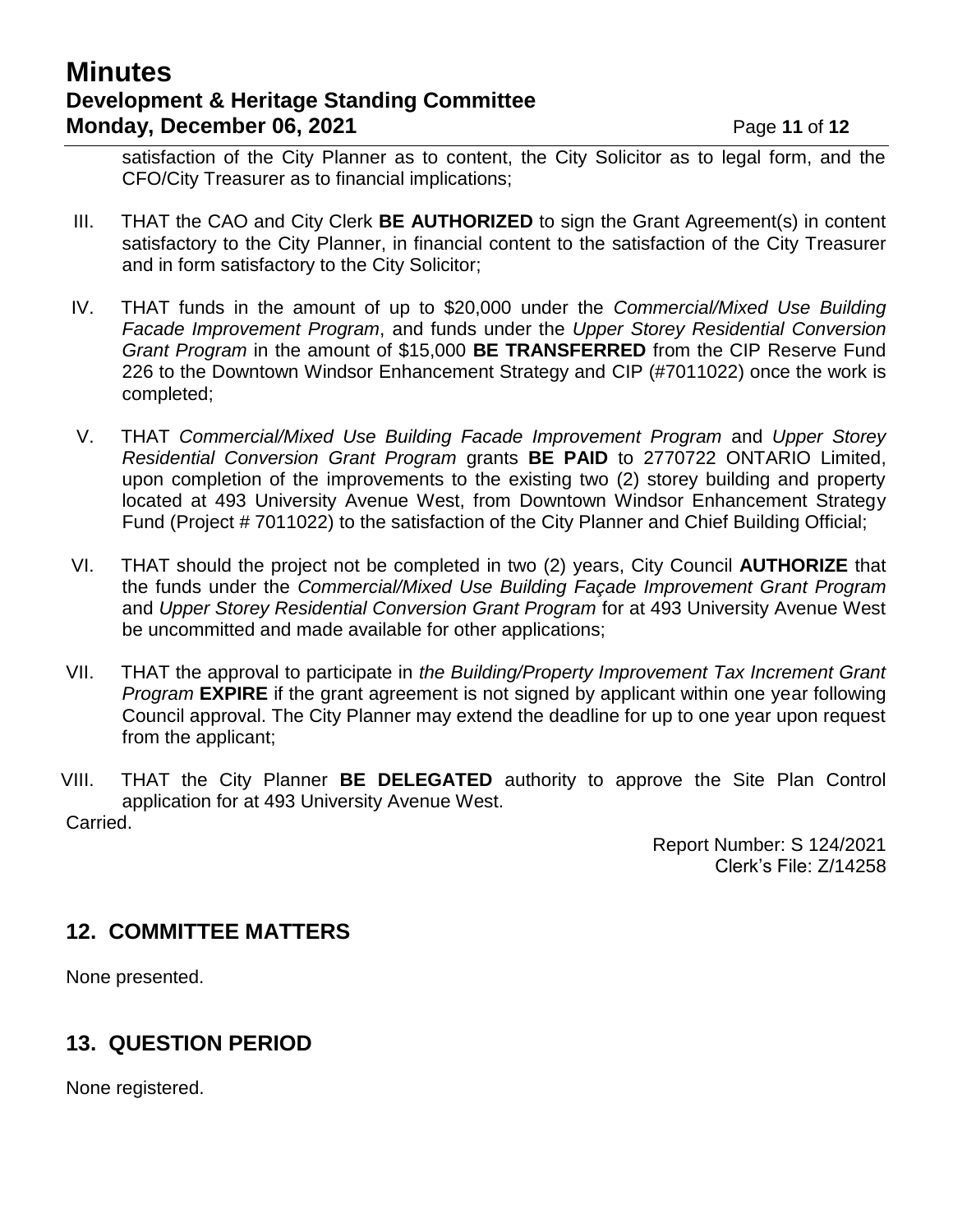satisfaction of the City Planner as to content, the City Solicitor as to legal form, and the CFO/City Treasurer as to financial implications;

III. THAT the CAO and City Clerk **BE AUTHORIZED** to sign the Grant Agreement(s) in content satisfactory to the City Planner, in financial content to the satisfaction of the City Treasurer and in form satisfactory to the City Solicitor;

IV. THAT funds in the amount of up to $20,000 under the *Commercial/Mixed Use Building Facade Improvement Program*, and funds under the *Upper Storey Residential Conversion Grant Program* in the amount of $15,000 **BE TRANSFERRED** from the CIP Reserve Fund 226 to the Downtown Windsor Enhancement Strategy and CIP (#7011022) once the work is completed;

V. THAT *Commercial/Mixed Use Building Facade Improvement Program* and *Upper Storey Residential Conversion Grant Program* grants **BE PAID** to 2770722 ONTARIO Limited, upon completion of the improvements to the existing two (2) storey building and property located at 493 University Avenue West, from Downtown Windsor Enhancement Strategy Fund (Project # 7011022) to the satisfaction of the City Planner and Chief Building Official;

VI. THAT should the project not be completed in two (2) years, City Council **AUTHORIZE** that the funds under the *Commercial/Mixed Use Building Façade Improvement Grant Program* and *Upper Storey Residential Conversion Grant Program* for at 493 University Avenue West be uncommitted and made available for other applications;

VII. THAT the approval to participate in *the Building/Property Improvement Tax Increment Grant Program* **EXPIRE** if the grant agreement is not signed by applicant within one year following Council approval. The City Planner may extend the deadline for up to one year upon request from the applicant;

VIII. THAT the City Planner **BE DELEGATED** authority to approve the Site Plan Control application for at 493 University Avenue West.

Carried.

Report Number: S 124/2021
Clerk's File: Z/14258

## 12. COMMITTEE MATTERS

None presented.

## 13. QUESTION PERIOD

None registered.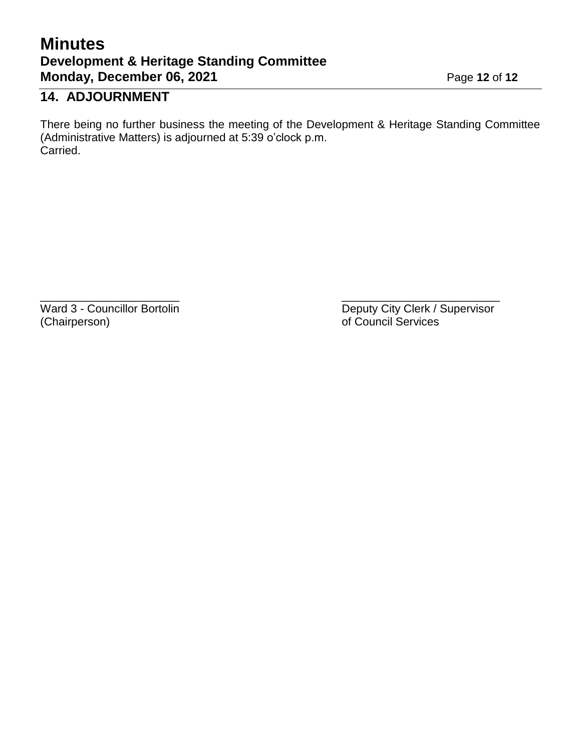## 14. ADJOURNMENT

There being no further business the meeting of the Development & Heritage Standing Committee (Administrative Matters) is adjourned at 5:39 o'clock p.m.
Carried.

\_\_\_\_\_\_\_\_\_\_\_\_\_\_\_\_\_\_\_\_\_\_\_\_
Ward 3 - Councillor Bortolin
(Chairperson)

\_\_\_\_\_\_\_\_\_\_\_\_\_\_\_\_\_\_\_\_\_\_\_\_\_\_
Deputy City Clerk / Supervisor
of Council Services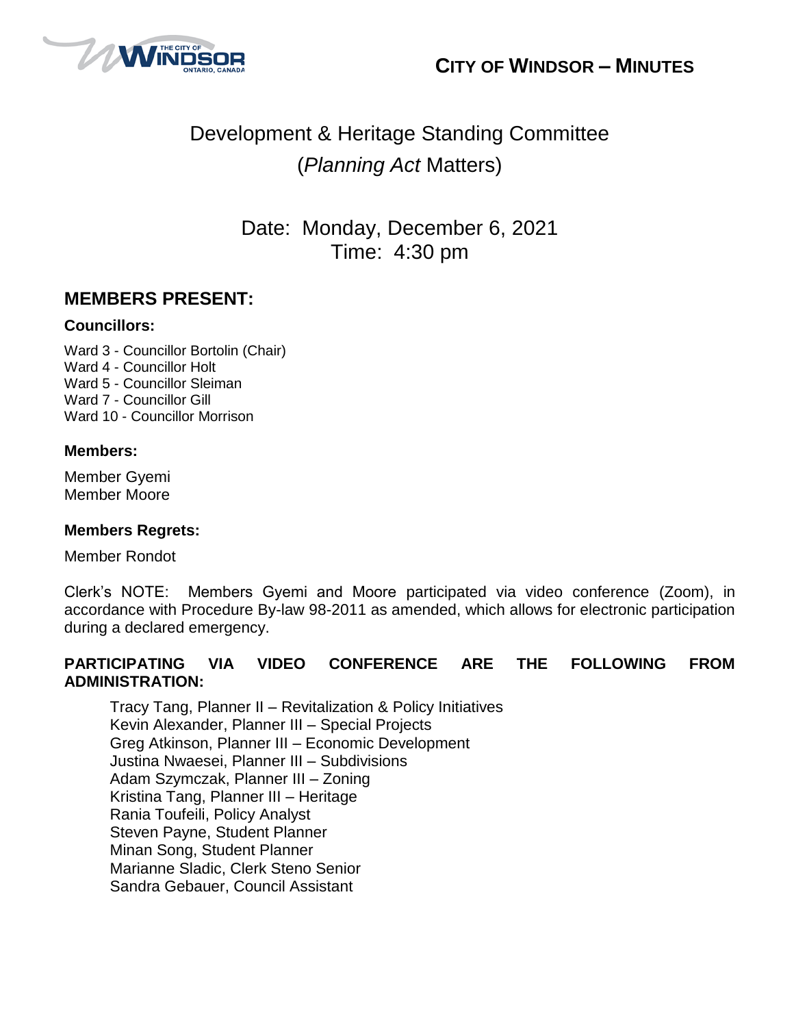# CITY OF WINDSOR – MINUTES

## Development & Heritage Standing Committee (*Planning Act* Matters)

Date: Monday, December 6, 2021
Time: 4:30 pm

## MEMBERS PRESENT:

### Councillors:

Ward 3 - Councillor Bortolin (Chair)
Ward 4 - Councillor Holt
Ward 5 - Councillor Sleiman
Ward 7 - Councillor Gill
Ward 10 - Councillor Morrison

### Members:

Member Gyemi
Member Moore

### Members Regrets:

Member Rondot

Clerk's NOTE: Members Gyemi and Moore participated via video conference (Zoom), in accordance with Procedure By-law 98-2011 as amended, which allows for electronic participation during a declared emergency.

### PARTICIPATING VIA VIDEO CONFERENCE ARE THE FOLLOWING FROM ADMINISTRATION:

Tracy Tang, Planner II – Revitalization & Policy Initiatives
Kevin Alexander, Planner III – Special Projects
Greg Atkinson, Planner III – Economic Development
Justina Nwaesei, Planner III – Subdivisions
Adam Szymczak, Planner III – Zoning
Kristina Tang, Planner III – Heritage
Rania Toufeili, Policy Analyst
Steven Payne, Student Planner
Minan Song, Student Planner
Marianne Sladic, Clerk Steno Senior
Sandra Gebauer, Council Assistant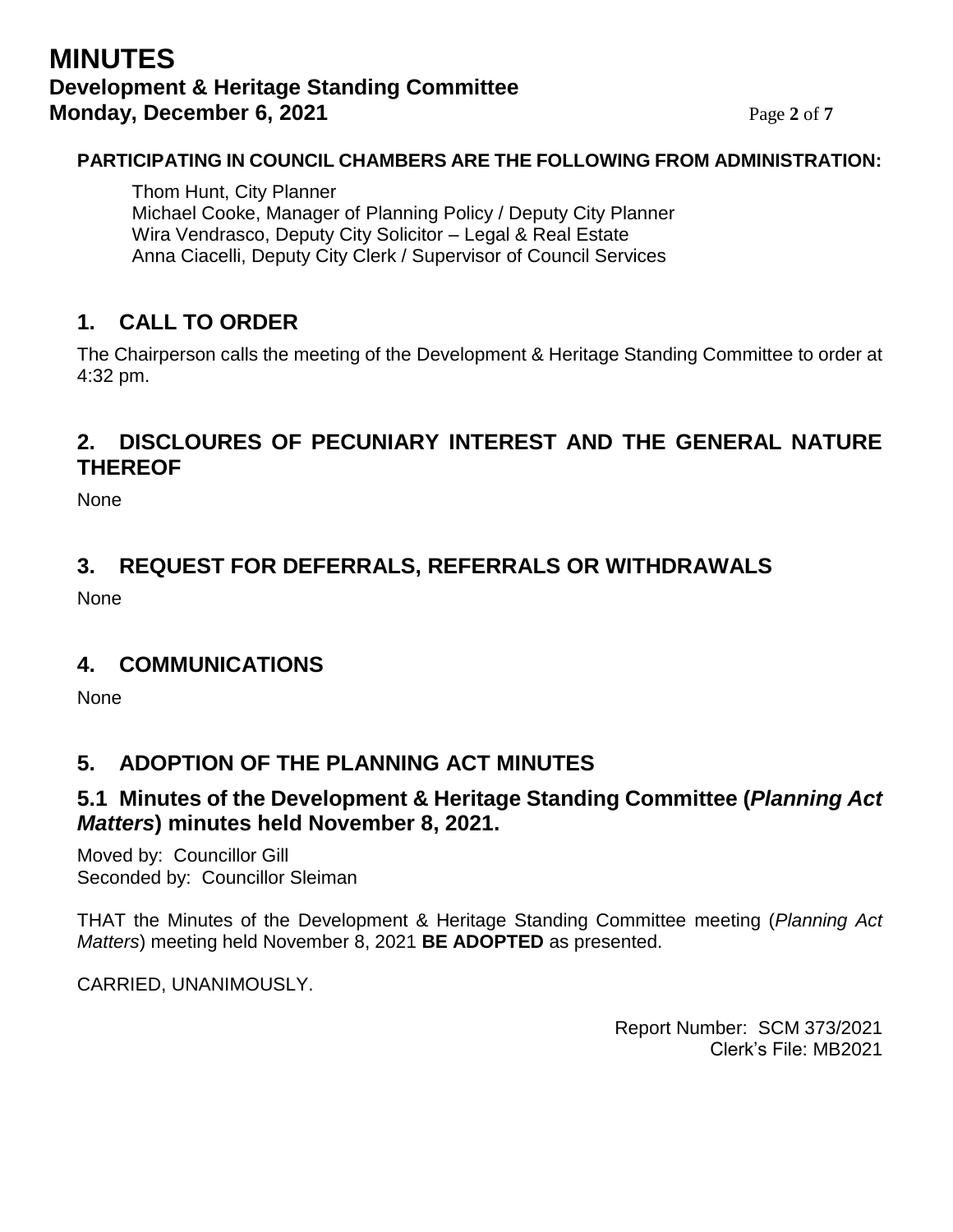**PARTICIPATING IN COUNCIL CHAMBERS ARE THE FOLLOWING FROM ADMINISTRATION:**

Thom Hunt, City Planner
Michael Cooke, Manager of Planning Policy / Deputy City Planner
Wira Vendrasco, Deputy City Solicitor – Legal & Real Estate
Anna Ciacelli, Deputy City Clerk / Supervisor of Council Services

## 1. CALL TO ORDER

The Chairperson calls the meeting of the Development & Heritage Standing Committee to order at 4:32 pm.

## 2. DISCLOURES OF PECUNIARY INTEREST AND THE GENERAL NATURE THEREOF

None

## 3. REQUEST FOR DEFERRALS, REFERRALS OR WITHDRAWALS

None

## 4. COMMUNICATIONS

None

## 5. ADOPTION OF THE PLANNING ACT MINUTES

### 5.1 Minutes of the Development & Heritage Standing Committee (*Planning Act Matters*) minutes held November 8, 2021.

Moved by: Councillor Gill
Seconded by: Councillor Sleiman

THAT the Minutes of the Development & Heritage Standing Committee meeting (*Planning Act Matters*) meeting held November 8, 2021 **BE ADOPTED** as presented.

CARRIED, UNANIMOUSLY.

Report Number: SCM 373/2021
Clerk's File: MB2021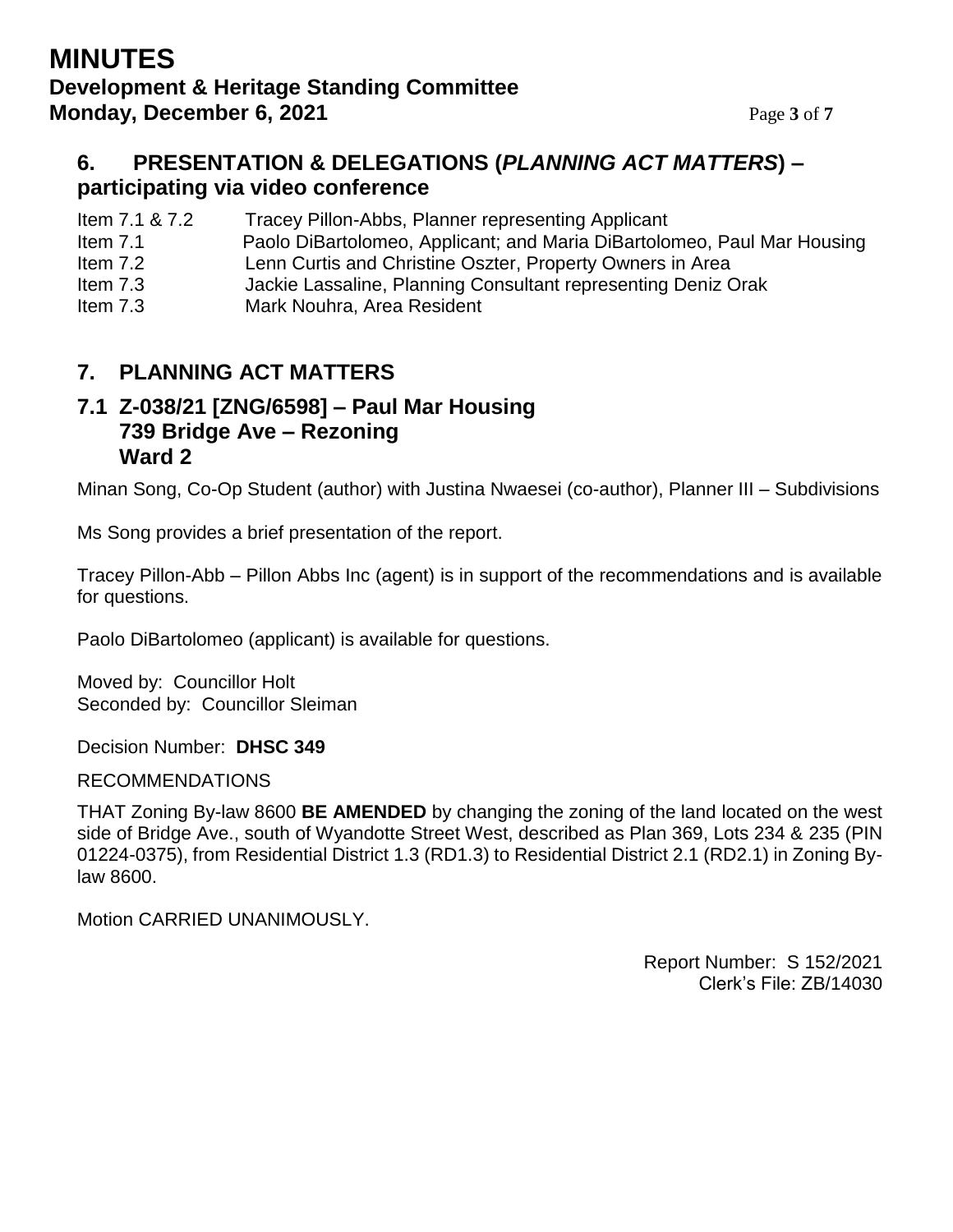## 6. PRESENTATION & DELEGATIONS (*PLANNING ACT MATTERS*) – participating via video conference

| | |
|---|---|
| Item 7.1 & 7.2 | Tracey Pillon-Abbs, Planner representing Applicant |
| Item 7.1 | Paolo DiBartolomeo, Applicant; and Maria DiBartolomeo, Paul Mar Housing |
| Item 7.2 | Lenn Curtis and Christine Oszter, Property Owners in Area |
| Item 7.3 | Jackie Lassaline, Planning Consultant representing Deniz Orak |
| Item 7.3 | Mark Nouhra, Area Resident |

## 7. PLANNING ACT MATTERS

### 7.1 Z-038/21 [ZNG/6598] – Paul Mar Housing 739 Bridge Ave – Rezoning Ward 2

Minan Song, Co-Op Student (author) with Justina Nwaesei (co-author), Planner III – Subdivisions

Ms Song provides a brief presentation of the report.

Tracey Pillon-Abb – Pillon Abbs Inc (agent) is in support of the recommendations and is available for questions.

Paolo DiBartolomeo (applicant) is available for questions.

Moved by: Councillor Holt
Seconded by: Councillor Sleiman

Decision Number: **DHSC 349**

RECOMMENDATIONS

THAT Zoning By-law 8600 **BE AMENDED** by changing the zoning of the land located on the west side of Bridge Ave., south of Wyandotte Street West, described as Plan 369, Lots 234 & 235 (PIN 01224-0375), from Residential District 1.3 (RD1.3) to Residential District 2.1 (RD2.1) in Zoning By-law 8600.

Motion CARRIED UNANIMOUSLY.

Report Number: S 152/2021
Clerk's File: ZB/14030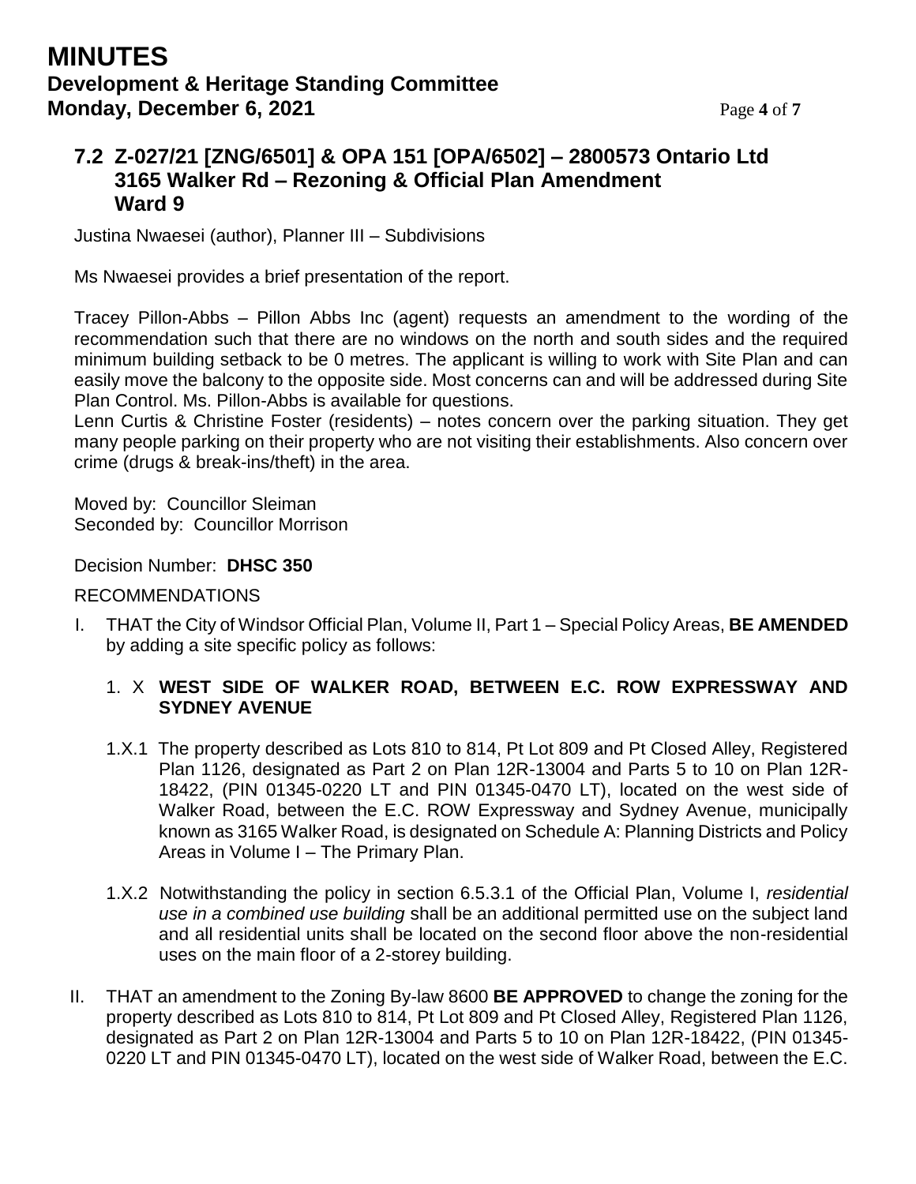# MINUTES

## Development & Heritage Standing Committee
## Monday, December 6, 2021

### 7.2 Z-027/21 [ZNG/6501] & OPA 151 [OPA/6502] – 2800573 Ontario Ltd 3165 Walker Rd – Rezoning & Official Plan Amendment Ward 9

Justina Nwaesei (author), Planner III – Subdivisions

Ms Nwaesei provides a brief presentation of the report.

Tracey Pillon-Abbs – Pillon Abbs Inc (agent) requests an amendment to the wording of the recommendation such that there are no windows on the north and south sides and the required minimum building setback to be 0 metres. The applicant is willing to work with Site Plan and can easily move the balcony to the opposite side. Most concerns can and will be addressed during Site Plan Control. Ms. Pillon-Abbs is available for questions.
Lenn Curtis & Christine Foster (residents) – notes concern over the parking situation. They get many people parking on their property who are not visiting their establishments. Also concern over crime (drugs & break-ins/theft) in the area.

Moved by: Councillor Sleiman
Seconded by: Councillor Morrison

Decision Number: **DHSC 350**

RECOMMENDATIONS

I. THAT the City of Windsor Official Plan, Volume II, Part 1 – Special Policy Areas, **BE AMENDED** by adding a site specific policy as follows:

1. X **WEST SIDE OF WALKER ROAD, BETWEEN E.C. ROW EXPRESSWAY AND SYDNEY AVENUE**

1.X.1 The property described as Lots 810 to 814, Pt Lot 809 and Pt Closed Alley, Registered Plan 1126, designated as Part 2 on Plan 12R-13004 and Parts 5 to 10 on Plan 12R-18422, (PIN 01345-0220 LT and PIN 01345-0470 LT), located on the west side of Walker Road, between the E.C. ROW Expressway and Sydney Avenue, municipally known as 3165 Walker Road, is designated on Schedule A: Planning Districts and Policy Areas in Volume I – The Primary Plan.

1.X.2 Notwithstanding the policy in section 6.5.3.1 of the Official Plan, Volume I, *residential use in a combined use building* shall be an additional permitted use on the subject land and all residential units shall be located on the second floor above the non-residential uses on the main floor of a 2-storey building.

II. THAT an amendment to the Zoning By-law 8600 **BE APPROVED** to change the zoning for the property described as Lots 810 to 814, Pt Lot 809 and Pt Closed Alley, Registered Plan 1126, designated as Part 2 on Plan 12R-13004 and Parts 5 to 10 on Plan 12R-18422, (PIN 01345-0220 LT and PIN 01345-0470 LT), located on the west side of Walker Road, between the E.C.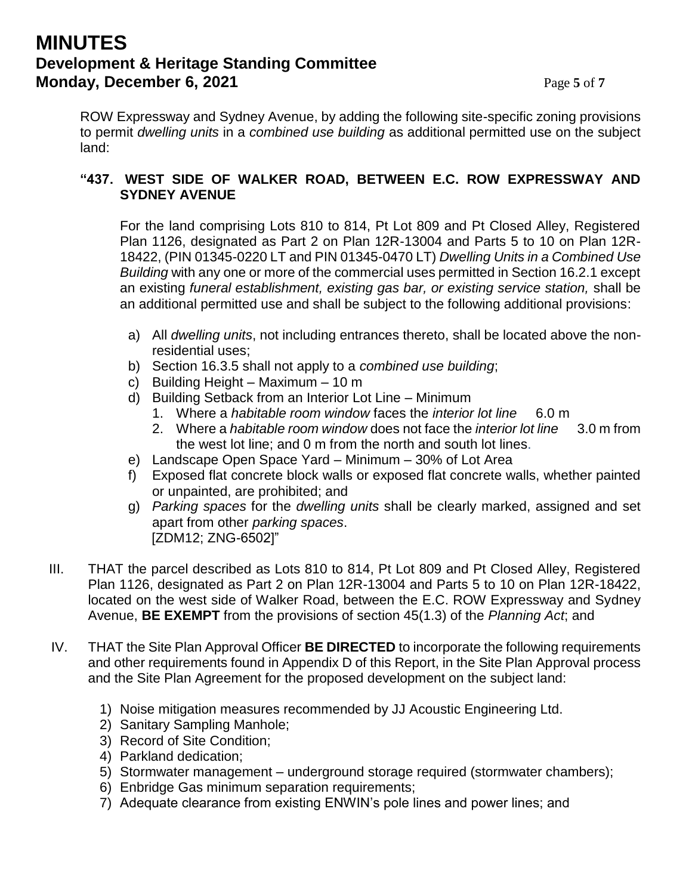ROW Expressway and Sydney Avenue, by adding the following site-specific zoning provisions to permit *dwelling units* in a *combined use building* as additional permitted use on the subject land:

**"437. WEST SIDE OF WALKER ROAD, BETWEEN E.C. ROW EXPRESSWAY AND SYDNEY AVENUE**

For the land comprising Lots 810 to 814, Pt Lot 809 and Pt Closed Alley, Registered Plan 1126, designated as Part 2 on Plan 12R-13004 and Parts 5 to 10 on Plan 12R-18422, (PIN 01345-0220 LT and PIN 01345-0470 LT) *Dwelling Units in a Combined Use Building* with any one or more of the commercial uses permitted in Section 16.2.1 except an existing *funeral establishment, existing gas bar, or existing service station,* shall be an additional permitted use and shall be subject to the following additional provisions:

a) All *dwelling units*, not including entrances thereto, shall be located above the non-residential uses;
b) Section 16.3.5 shall not apply to a *combined use building*;
c) Building Height – Maximum – 10 m
d) Building Setback from an Interior Lot Line – Minimum
   1. Where a *habitable room window* faces the *interior lot line* 6.0 m
   2. Where a *habitable room window* does not face the *interior lot line* 3.0 m from the west lot line; and 0 m from the north and south lot lines.
e) Landscape Open Space Yard – Minimum – 30% of Lot Area
f) Exposed flat concrete block walls or exposed flat concrete walls, whether painted or unpainted, are prohibited; and
g) *Parking spaces* for the *dwelling units* shall be clearly marked, assigned and set apart from other *parking spaces*.
   [ZDM12; ZNG-6502]"

III. THAT the parcel described as Lots 810 to 814, Pt Lot 809 and Pt Closed Alley, Registered Plan 1126, designated as Part 2 on Plan 12R-13004 and Parts 5 to 10 on Plan 12R-18422, located on the west side of Walker Road, between the E.C. ROW Expressway and Sydney Avenue, **BE EXEMPT** from the provisions of section 45(1.3) of the *Planning Act*; and

IV. THAT the Site Plan Approval Officer **BE DIRECTED** to incorporate the following requirements and other requirements found in Appendix D of this Report, in the Site Plan Approval process and the Site Plan Agreement for the proposed development on the subject land:

1) Noise mitigation measures recommended by JJ Acoustic Engineering Ltd.
2) Sanitary Sampling Manhole;
3) Record of Site Condition;
4) Parkland dedication;
5) Stormwater management – underground storage required (stormwater chambers);
6) Enbridge Gas minimum separation requirements;
7) Adequate clearance from existing ENWIN's pole lines and power lines; and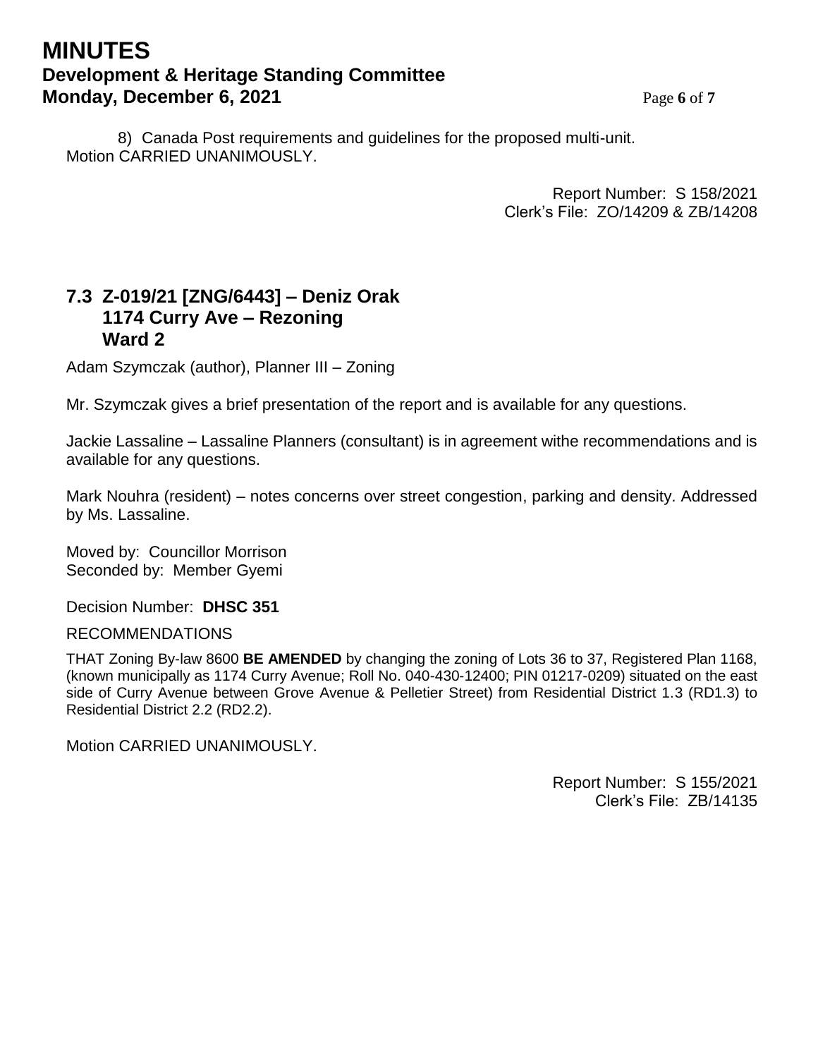8) Canada Post requirements and guidelines for the proposed multi-unit.

Motion CARRIED UNANIMOUSLY.

Report Number: S 158/2021
Clerk's File: ZO/14209 & ZB/14208

## 7.3 Z-019/21 [ZNG/6443] – Deniz Orak 1174 Curry Ave – Rezoning Ward 2

Adam Szymczak (author), Planner III – Zoning

Mr. Szymczak gives a brief presentation of the report and is available for any questions.

Jackie Lassaline – Lassaline Planners (consultant) is in agreement withe recommendations and is available for any questions.

Mark Nouhra (resident) – notes concerns over street congestion, parking and density. Addressed by Ms. Lassaline.

Moved by: Councillor Morrison
Seconded by: Member Gyemi

Decision Number: **DHSC 351**

RECOMMENDATIONS

THAT Zoning By-law 8600 **BE AMENDED** by changing the zoning of Lots 36 to 37, Registered Plan 1168, (known municipally as 1174 Curry Avenue; Roll No. 040-430-12400; PIN 01217-0209) situated on the east side of Curry Avenue between Grove Avenue & Pelletier Street) from Residential District 1.3 (RD1.3) to Residential District 2.2 (RD2.2).

Motion CARRIED UNANIMOUSLY.

Report Number: S 155/2021
Clerk's File: ZB/14135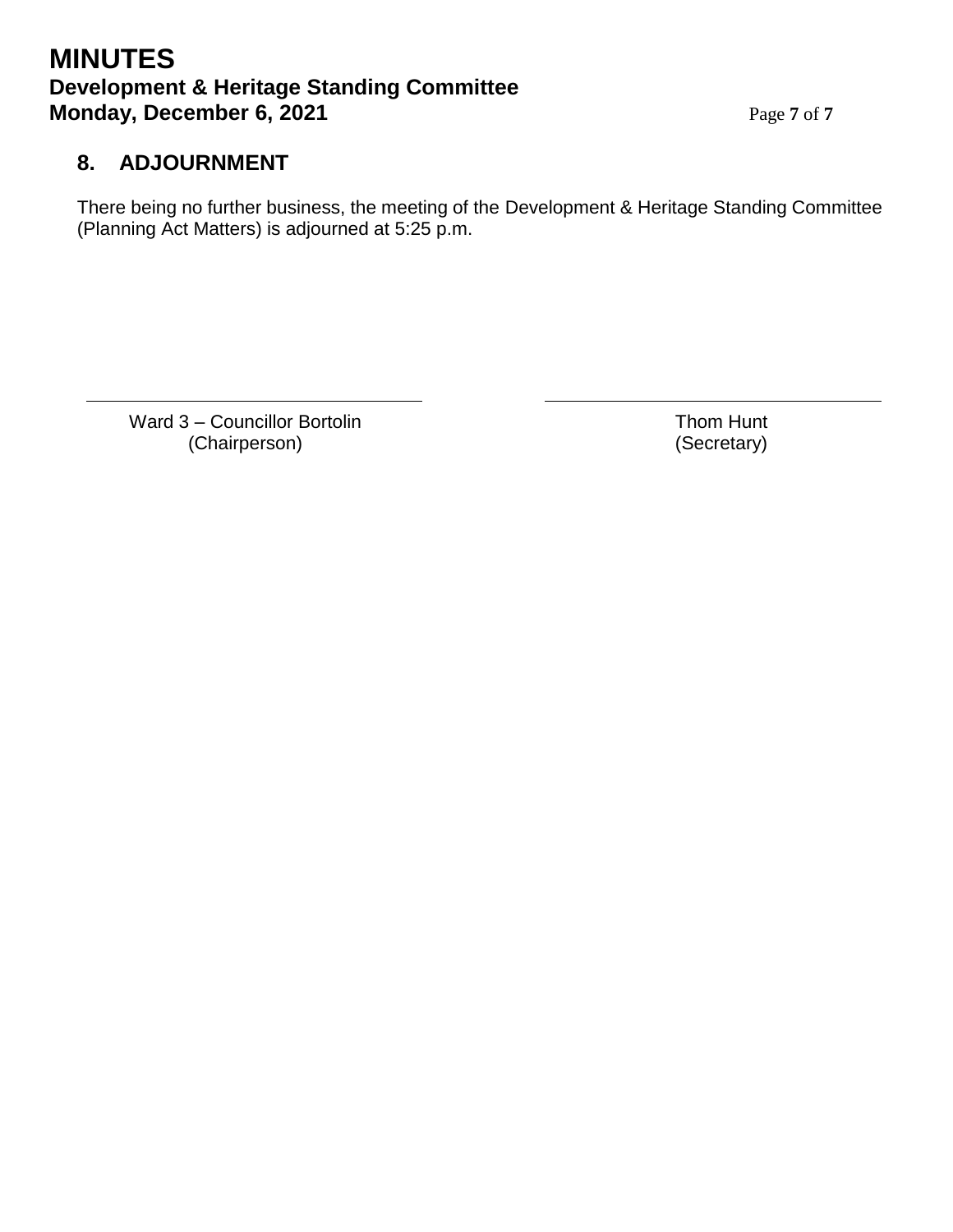## 8. ADJOURNMENT

There being no further business, the meeting of the Development & Heritage Standing Committee (Planning Act Matters) is adjourned at 5:25 p.m.

| | |
|---|---|
| Ward 3 – Councillor Bortolin (Chairperson) | Thom Hunt (Secretary) |